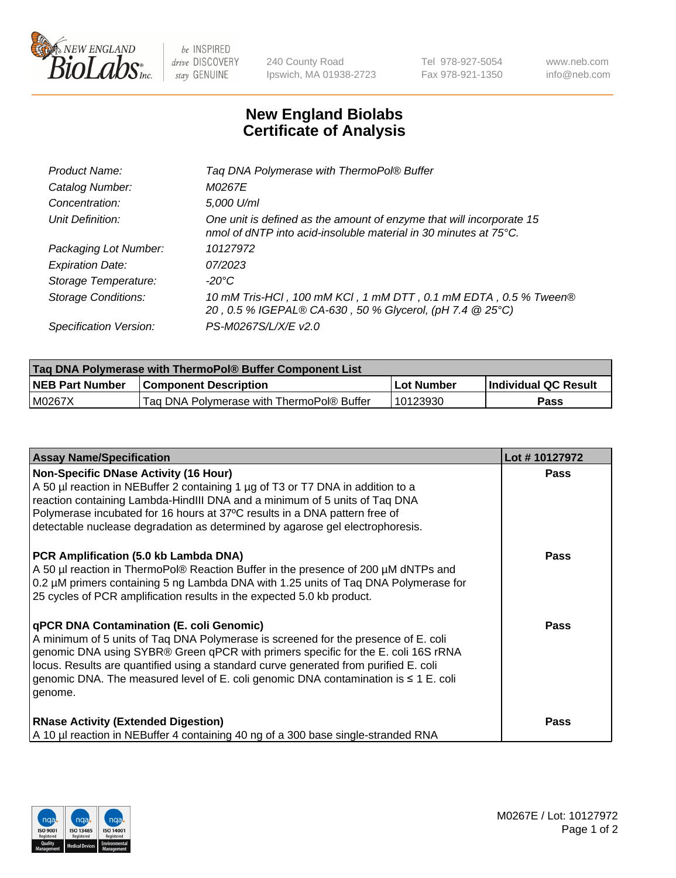# New England Biolabs Certificate of Analysis

| | |
|---|---|
| *Product Name:* | *Taq DNA Polymerase with ThermoPol® Buffer* |
| *Catalog Number:* | *M0267E* |
| *Concentration:* | *5,000 U/ml* |
| *Unit Definition:* | *One unit is defined as the amount of enzyme that will incorporate 15 nmol of dNTP into acid-insoluble material in 30 minutes at 75°C.* |
| *Packaging Lot Number:* | *10127972* |
| *Expiration Date:* | *07/2023* |
| *Storage Temperature:* | *-20°C* |
| *Storage Conditions:* | *10 mM Tris-HCl , 100 mM KCl , 1 mM DTT , 0.1 mM EDTA , 0.5 % Tween® 20 , 0.5 % IGEPAL® CA-630 , 50 % Glycerol, (pH 7.4 @ 25°C)* |
| *Specification Version:* | *PS-M0267S/L/X/E v2.0* |

| Taq DNA Polymerase with ThermoPol® Buffer Component List | | | |
|---|---|---|---|
| **NEB Part Number** | **Component Description** | **Lot Number** | **Individual QC Result** |
| M0267X | Taq DNA Polymerase with ThermoPol® Buffer | 10123930 | **Pass** |

| Assay Name/Specification | Lot # 10127972 |
|---|---|
| **Non-Specific DNase Activity (16 Hour)**<br>A 50 µl reaction in NEBuffer 2 containing 1 µg of T3 or T7 DNA in addition to a reaction containing Lambda-HindIII DNA and a minimum of 5 units of Taq DNA Polymerase incubated for 16 hours at 37ºC results in a DNA pattern free of detectable nuclease degradation as determined by agarose gel electrophoresis. | **Pass** |
| **PCR Amplification (5.0 kb Lambda DNA)**<br>A 50 µl reaction in ThermoPol® Reaction Buffer in the presence of 200 µM dNTPs and 0.2 µM primers containing 5 ng Lambda DNA with 1.25 units of Taq DNA Polymerase for 25 cycles of PCR amplification results in the expected 5.0 kb product. | **Pass** |
| **qPCR DNA Contamination (E. coli Genomic)**<br>A minimum of 5 units of Taq DNA Polymerase is screened for the presence of E. coli genomic DNA using SYBR® Green qPCR with primers specific for the E. coli 16S rRNA locus. Results are quantified using a standard curve generated from purified E. coli genomic DNA. The measured level of E. coli genomic DNA contamination is ≤ 1 E. coli genome. | **Pass** |
| **RNase Activity (Extended Digestion)**<br>A 10 µl reaction in NEBuffer 4 containing 40 ng of a 300 base single-stranded RNA | **Pass** |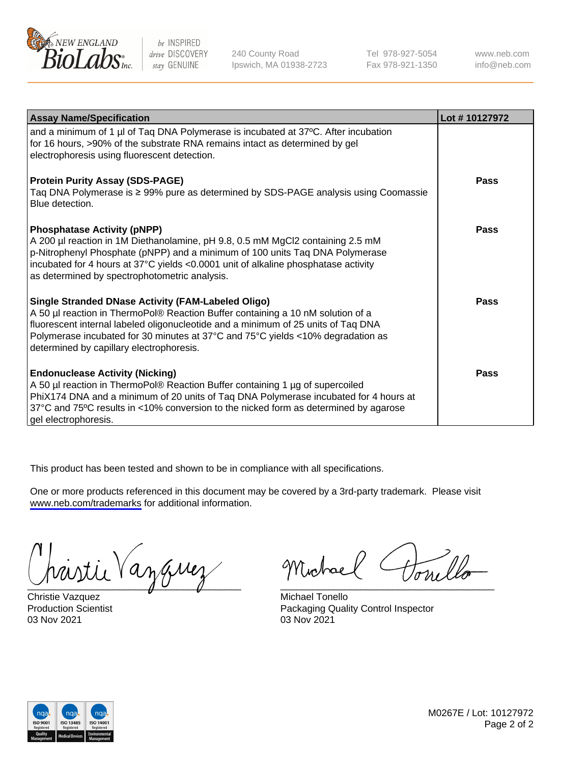| Assay Name/Specification | Lot # 10127972 |
|---|---|
| and a minimum of 1 µl of Taq DNA Polymerase is incubated at 37ºC. After incubation for 16 hours, >90% of the substrate RNA remains intact as determined by gel electrophoresis using fluorescent detection. | |
| **Protein Purity Assay (SDS-PAGE)**<br>Taq DNA Polymerase is ≥ 99% pure as determined by SDS-PAGE analysis using Coomassie Blue detection. | Pass |
| **Phosphatase Activity (pNPP)**<br>A 200 µl reaction in 1M Diethanolamine, pH 9.8, 0.5 mM $MgCl_2$ containing 2.5 mM p-Nitrophenyl Phosphate (pNPP) and a minimum of 100 units Taq DNA Polymerase incubated for 4 hours at 37°C yields <0.0001 unit of alkaline phosphatase activity as determined by spectrophotometric analysis. | Pass |
| **Single Stranded DNase Activity (FAM-Labeled Oligo)**<br>A 50 µl reaction in ThermoPol® Reaction Buffer containing a 10 nM solution of a fluorescent internal labeled oligonucleotide and a minimum of 25 units of Taq DNA Polymerase incubated for 30 minutes at 37°C and 75°C yields <10% degradation as determined by capillary electrophoresis. | Pass |
| **Endonuclease Activity (Nicking)**<br>A 50 µl reaction in ThermoPol® Reaction Buffer containing 1 µg of supercoiled PhiX174 DNA and a minimum of 20 units of Taq DNA Polymerase incubated for 4 hours at 37°C and 75ºC results in <10% conversion to the nicked form as determined by agarose gel electrophoresis. | Pass |

This product has been tested and shown to be in compliance with all specifications.

One or more products referenced in this document may be covered by a 3rd-party trademark. Please visit www.neb.com/trademarks for additional information.

Christie Vazquez
Production Scientist
03 Nov 2021

Michael Tonello
Packaging Quality Control Inspector
03 Nov 2021

M0267E / Lot: 10127972